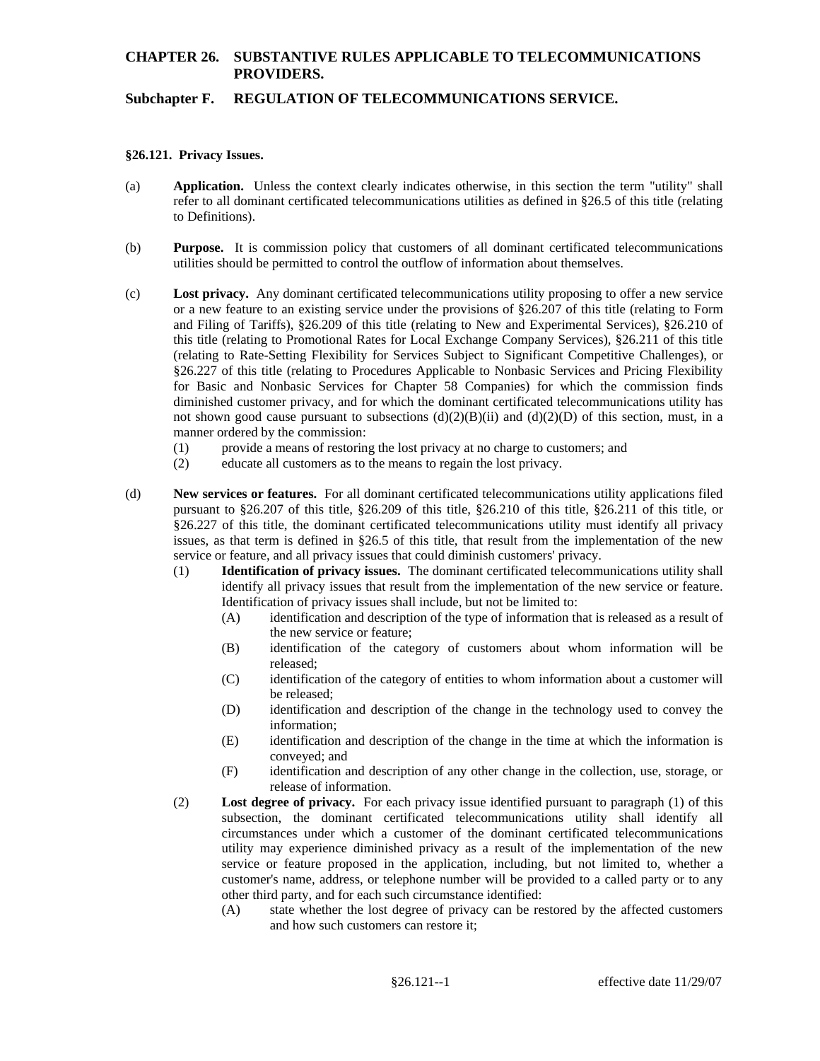# CHAPTER 26. SUBSTANTIVE RULES APPLICABLE TO TELECOMMUNICATIONS PROVIDERS.

## Subchapter F. REGULATION OF TELECOMMUNICATIONS SERVICE.

### §26.121. Privacy Issues.

(a) **Application.** Unless the context clearly indicates otherwise, in this section the term "utility" shall refer to all dominant certificated telecommunications utilities as defined in §26.5 of this title (relating to Definitions).

(b) **Purpose.** It is commission policy that customers of all dominant certificated telecommunications utilities should be permitted to control the outflow of information about themselves.

(c) **Lost privacy.** Any dominant certificated telecommunications utility proposing to offer a new service or a new feature to an existing service under the provisions of §26.207 of this title (relating to Form and Filing of Tariffs), §26.209 of this title (relating to New and Experimental Services), §26.210 of this title (relating to Promotional Rates for Local Exchange Company Services), §26.211 of this title (relating to Rate-Setting Flexibility for Services Subject to Significant Competitive Challenges), or §26.227 of this title (relating to Procedures Applicable to Nonbasic Services and Pricing Flexibility for Basic and Nonbasic Services for Chapter 58 Companies) for which the commission finds diminished customer privacy, and for which the dominant certificated telecommunications utility has not shown good cause pursuant to subsections (d)(2)(B)(ii) and (d)(2)(D) of this section, must, in a manner ordered by the commission:

- (1) provide a means of restoring the lost privacy at no charge to customers; and
- (2) educate all customers as to the means to regain the lost privacy.

(d) **New services or features.** For all dominant certificated telecommunications utility applications filed pursuant to §26.207 of this title, §26.209 of this title, §26.210 of this title, §26.211 of this title, or §26.227 of this title, the dominant certificated telecommunications utility must identify all privacy issues, as that term is defined in §26.5 of this title, that result from the implementation of the new service or feature, and all privacy issues that could diminish customers' privacy.

- (1) **Identification of privacy issues.** The dominant certificated telecommunications utility shall identify all privacy issues that result from the implementation of the new service or feature. Identification of privacy issues shall include, but not be limited to:
  - (A) identification and description of the type of information that is released as a result of the new service or feature;
  - (B) identification of the category of customers about whom information will be released;
  - (C) identification of the category of entities to whom information about a customer will be released;
  - (D) identification and description of the change in the technology used to convey the information;
  - (E) identification and description of the change in the time at which the information is conveyed; and
  - (F) identification and description of any other change in the collection, use, storage, or release of information.
- (2) **Lost degree of privacy.** For each privacy issue identified pursuant to paragraph (1) of this subsection, the dominant certificated telecommunications utility shall identify all circumstances under which a customer of the dominant certificated telecommunications utility may experience diminished privacy as a result of the implementation of the new service or feature proposed in the application, including, but not limited to, whether a customer's name, address, or telephone number will be provided to a called party or to any other third party, and for each such circumstance identified:
  - (A) state whether the lost degree of privacy can be restored by the affected customers and how such customers can restore it;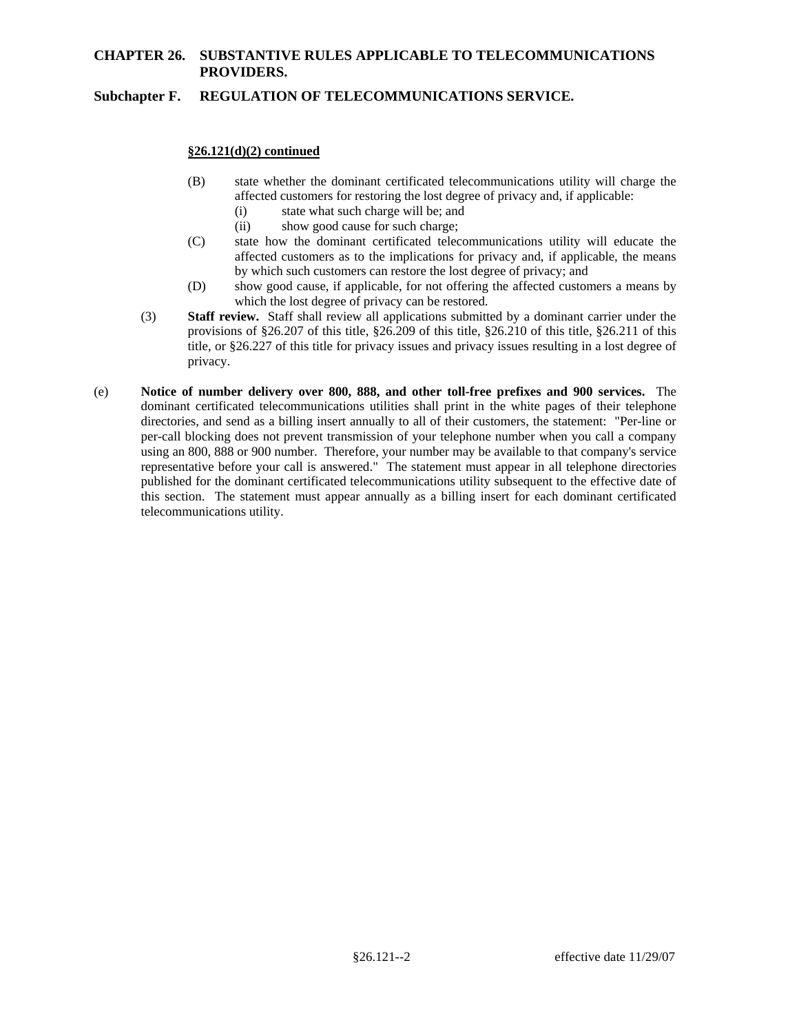**§26.121(d)(2) continued**

(B) state whether the dominant certificated telecommunications utility will charge the affected customers for restoring the lost degree of privacy and, if applicable:

(i) state what such charge will be; and

(ii) show good cause for such charge;

(C) state how the dominant certificated telecommunications utility will educate the affected customers as to the implications for privacy and, if applicable, the means by which such customers can restore the lost degree of privacy; and

(D) show good cause, if applicable, for not offering the affected customers a means by which the lost degree of privacy can be restored.

(3) **Staff review.** Staff shall review all applications submitted by a dominant carrier under the provisions of §26.207 of this title, §26.209 of this title, §26.210 of this title, §26.211 of this title, or §26.227 of this title for privacy issues and privacy issues resulting in a lost degree of privacy.

(e) **Notice of number delivery over 800, 888, and other toll-free prefixes and 900 services.** The dominant certificated telecommunications utilities shall print in the white pages of their telephone directories, and send as a billing insert annually to all of their customers, the statement: "Per-line or per-call blocking does not prevent transmission of your telephone number when you call a company using an 800, 888 or 900 number. Therefore, your number may be available to that company's service representative before your call is answered." The statement must appear in all telephone directories published for the dominant certificated telecommunications utility subsequent to the effective date of this section. The statement must appear annually as a billing insert for each dominant certificated telecommunications utility.